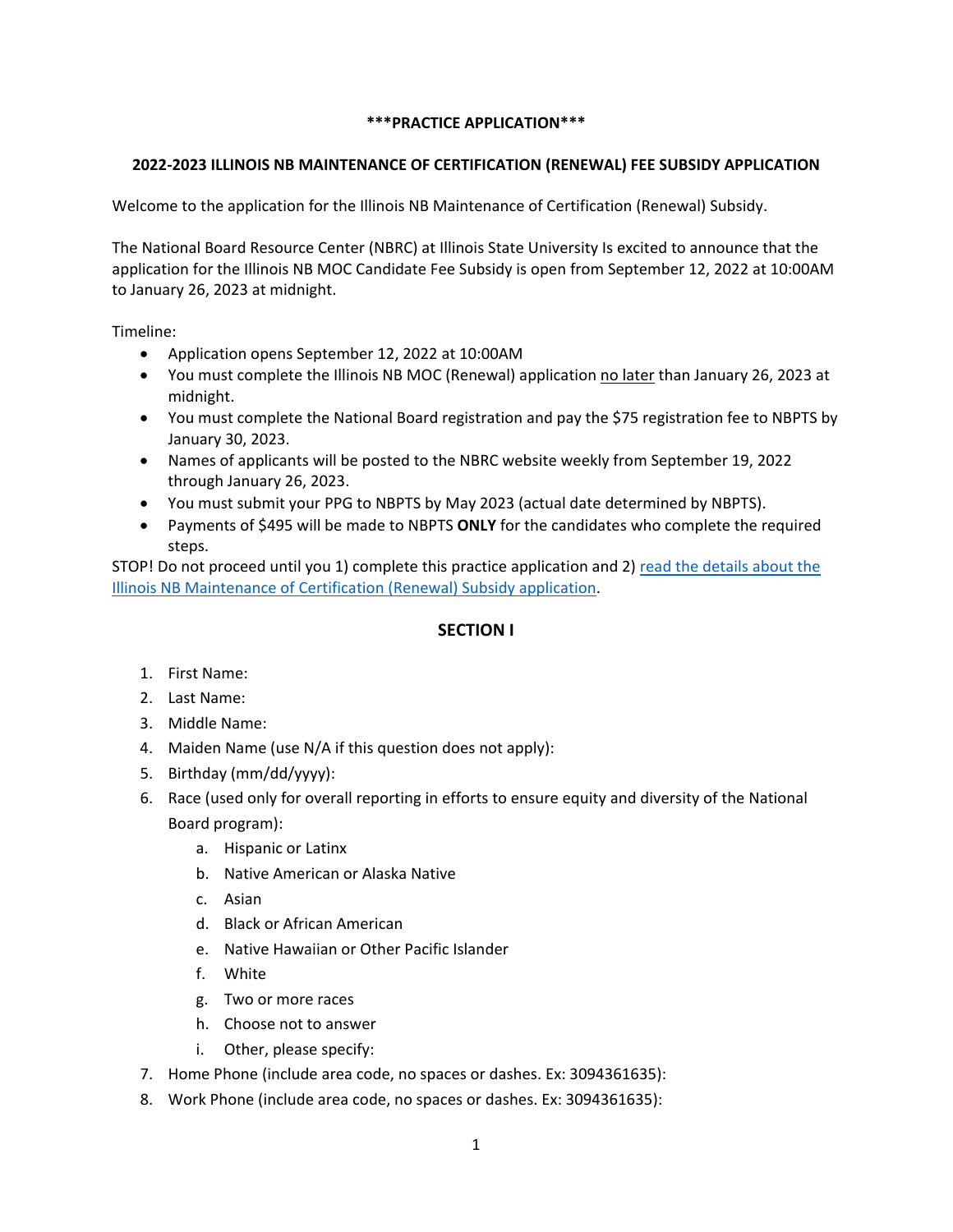**\*\*\*PRACTICE APPLICATION\*\*\***

**2022-2023 ILLINOIS NB MAINTENANCE OF CERTIFICATION (RENEWAL) FEE SUBSIDY APPLICATION**

Welcome to the application for the Illinois NB Maintenance of Certification (Renewal) Subsidy.

The National Board Resource Center (NBRC) at Illinois State University Is excited to announce that the application for the Illinois NB MOC Candidate Fee Subsidy is open from September 12, 2022 at 10:00AM to January 26, 2023 at midnight.

Timeline:

- Application opens September 12, 2022 at 10:00AM
- You must complete the Illinois NB MOC (Renewal) application no later than January 26, 2023 at midnight.
- You must complete the National Board registration and pay the $75 registration fee to NBPTS by January 30, 2023.
- Names of applicants will be posted to the NBRC website weekly from September 19, 2022 through January 26, 2023.
- You must submit your PPG to NBPTS by May 2023 (actual date determined by NBPTS).
- Payments of $495 will be made to NBPTS **ONLY** for the candidates who complete the required steps.

STOP! Do not proceed until you 1) complete this practice application and 2) read the details about the Illinois NB Maintenance of Certification (Renewal) Subsidy application.

## SECTION I

1. First Name:
2. Last Name:
3. Middle Name:
4. Maiden Name (use N/A if this question does not apply):
5. Birthday (mm/dd/yyyy):
6. Race (used only for overall reporting in efforts to ensure equity and diversity of the National Board program):
   a. Hispanic or Latinx
   b. Native American or Alaska Native
   c. Asian
   d. Black or African American
   e. Native Hawaiian or Other Pacific Islander
   f. White
   g. Two or more races
   h. Choose not to answer
   i. Other, please specify:
7. Home Phone (include area code, no spaces or dashes. Ex: 3094361635):
8. Work Phone (include area code, no spaces or dashes. Ex: 3094361635):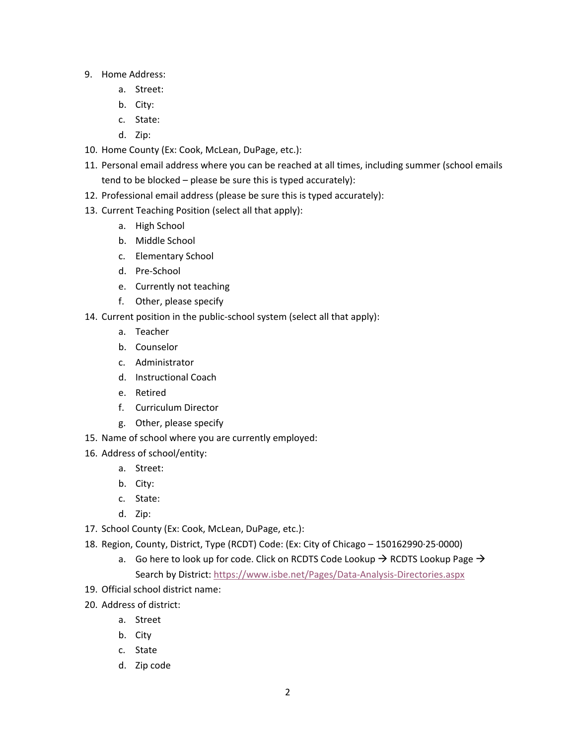9. Home Address:
    a. Street:
    b. City:
    c. State:
    d. Zip:
10. Home County (Ex: Cook, McLean, DuPage, etc.):
11. Personal email address where you can be reached at all times, including summer (school emails tend to be blocked – please be sure this is typed accurately):
12. Professional email address (please be sure this is typed accurately):
13. Current Teaching Position (select all that apply):
    a. High School
    b. Middle School
    c. Elementary School
    d. Pre-School
    e. Currently not teaching
    f. Other, please specify
14. Current position in the public-school system (select all that apply):
    a. Teacher
    b. Counselor
    c. Administrator
    d. Instructional Coach
    e. Retired
    f. Curriculum Director
    g. Other, please specify
15. Name of school where you are currently employed:
16. Address of school/entity:
    a. Street:
    b. City:
    c. State:
    d. Zip:
17. School County (Ex: Cook, McLean, DuPage, etc.):
18. Region, County, District, Type (RCDT) Code: (Ex: City of Chicago – 150162990·25·0000)
    a. Go here to look up for code. Click on RCDTS Code Lookup → RCDTS Lookup Page → Search by District: https://www.isbe.net/Pages/Data-Analysis-Directories.aspx
19. Official school district name:
20. Address of district:
    a. Street
    b. City
    c. State
    d. Zip code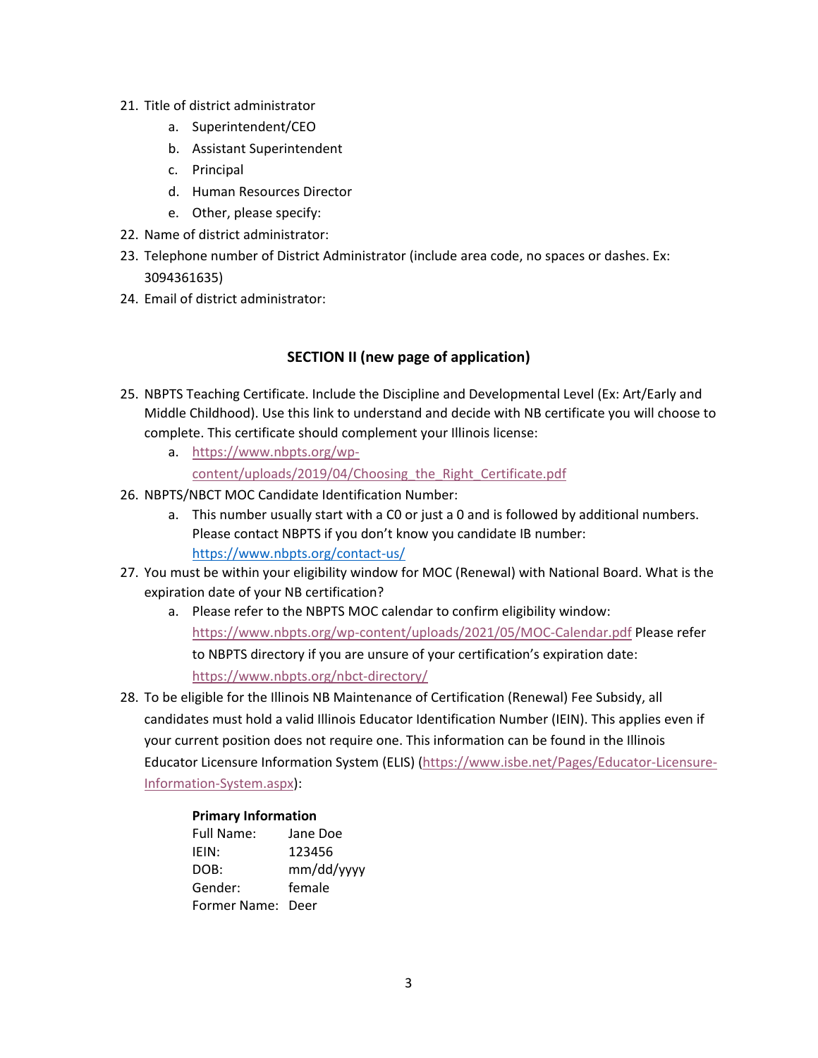21. Title of district administrator
    a. Superintendent/CEO
    b. Assistant Superintendent
    c. Principal
    d. Human Resources Director
    e. Other, please specify:
22. Name of district administrator:
23. Telephone number of District Administrator (include area code, no spaces or dashes. Ex: 3094361635)
24. Email of district administrator:

## SECTION II (new page of application)

25. NBPTS Teaching Certificate. Include the Discipline and Developmental Level (Ex: Art/Early and Middle Childhood). Use this link to understand and decide with NB certificate you will choose to complete. This certificate should complement your Illinois license:
    a. https://www.nbpts.org/wp-content/uploads/2019/04/Choosing_the_Right_Certificate.pdf
26. NBPTS/NBCT MOC Candidate Identification Number:
    a. This number usually start with a C0 or just a 0 and is followed by additional numbers. Please contact NBPTS if you don't know you candidate IB number: https://www.nbpts.org/contact-us/
27. You must be within your eligibility window for MOC (Renewal) with National Board. What is the expiration date of your NB certification?
    a. Please refer to the NBPTS MOC calendar to confirm eligibility window: https://www.nbpts.org/wp-content/uploads/2021/05/MOC-Calendar.pdf Please refer to NBPTS directory if you are unsure of your certification's expiration date: https://www.nbpts.org/nbct-directory/
28. To be eligible for the Illinois NB Maintenance of Certification (Renewal) Fee Subsidy, all candidates must hold a valid Illinois Educator Identification Number (IEIN). This applies even if your current position does not require one. This information can be found in the Illinois Educator Licensure Information System (ELIS) (https://www.isbe.net/Pages/Educator-Licensure-Information-System.aspx):

    **Primary Information**
    Full Name: Jane Doe
    IEIN: 123456
    DOB: mm/dd/yyyy
    Gender: female
    Former Name: Deer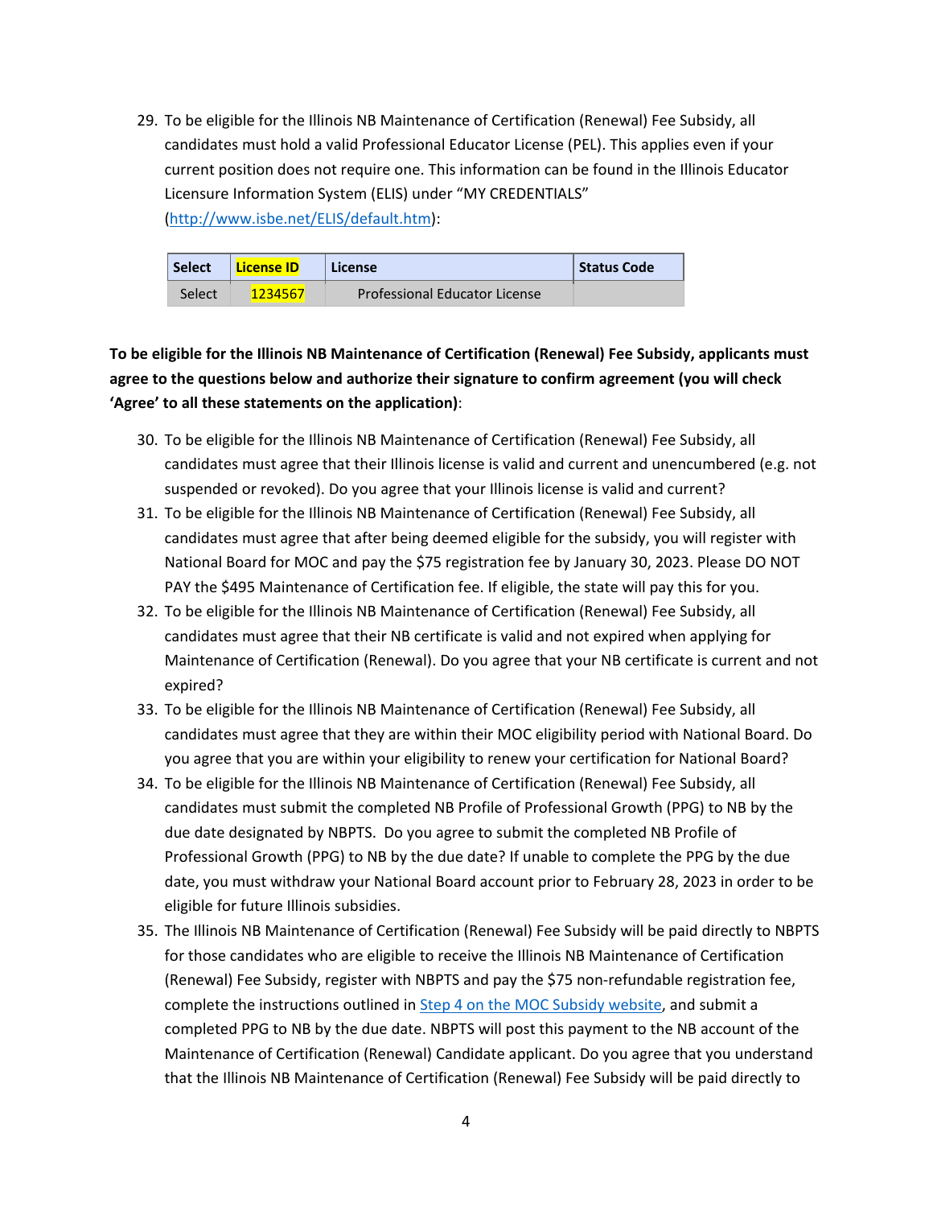29. To be eligible for the Illinois NB Maintenance of Certification (Renewal) Fee Subsidy, all candidates must hold a valid Professional Educator License (PEL). This applies even if your current position does not require one. This information can be found in the Illinois Educator Licensure Information System (ELIS) under "MY CREDENTIALS" (http://www.isbe.net/ELIS/default.htm):

| Select | License ID | License | Status Code |
|---|---|---|---|
| Select | 1234567 | Professional Educator License | |

**To be eligible for the Illinois NB Maintenance of Certification (Renewal) Fee Subsidy, applicants must agree to the questions below and authorize their signature to confirm agreement (you will check 'Agree' to all these statements on the application)**:

30. To be eligible for the Illinois NB Maintenance of Certification (Renewal) Fee Subsidy, all candidates must agree that their Illinois license is valid and current and unencumbered (e.g. not suspended or revoked). Do you agree that your Illinois license is valid and current?
31. To be eligible for the Illinois NB Maintenance of Certification (Renewal) Fee Subsidy, all candidates must agree that after being deemed eligible for the subsidy, you will register with National Board for MOC and pay the $75 registration fee by January 30, 2023. Please DO NOT PAY the $495 Maintenance of Certification fee. If eligible, the state will pay this for you.
32. To be eligible for the Illinois NB Maintenance of Certification (Renewal) Fee Subsidy, all candidates must agree that their NB certificate is valid and not expired when applying for Maintenance of Certification (Renewal). Do you agree that your NB certificate is current and not expired?
33. To be eligible for the Illinois NB Maintenance of Certification (Renewal) Fee Subsidy, all candidates must agree that they are within their MOC eligibility period with National Board. Do you agree that you are within your eligibility to renew your certification for National Board?
34. To be eligible for the Illinois NB Maintenance of Certification (Renewal) Fee Subsidy, all candidates must submit the completed NB Profile of Professional Growth (PPG) to NB by the due date designated by NBPTS. Do you agree to submit the completed NB Profile of Professional Growth (PPG) to NB by the due date? If unable to complete the PPG by the due date, you must withdraw your National Board account prior to February 28, 2023 in order to be eligible for future Illinois subsidies.
35. The Illinois NB Maintenance of Certification (Renewal) Fee Subsidy will be paid directly to NBPTS for those candidates who are eligible to receive the Illinois NB Maintenance of Certification (Renewal) Fee Subsidy, register with NBPTS and pay the $75 non-refundable registration fee, complete the instructions outlined in Step 4 on the MOC Subsidy website, and submit a completed PPG to NB by the due date. NBPTS will post this payment to the NB account of the Maintenance of Certification (Renewal) Candidate applicant. Do you agree that you understand that the Illinois NB Maintenance of Certification (Renewal) Fee Subsidy will be paid directly to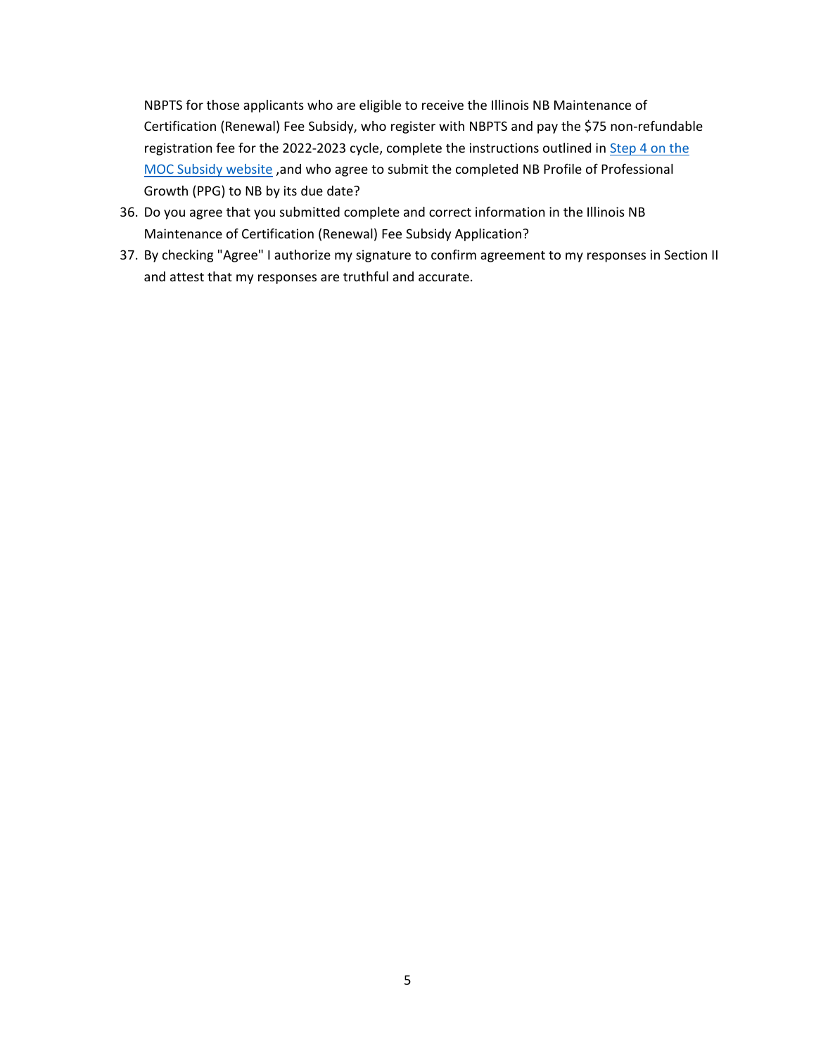NBPTS for those applicants who are eligible to receive the Illinois NB Maintenance of Certification (Renewal) Fee Subsidy, who register with NBPTS and pay the $75 non-refundable registration fee for the 2022-2023 cycle, complete the instructions outlined in [Step 4 on the MOC Subsidy website] ,and who agree to submit the completed NB Profile of Professional Growth (PPG) to NB by its due date?

36. Do you agree that you submitted complete and correct information in the Illinois NB Maintenance of Certification (Renewal) Fee Subsidy Application?
37. By checking "Agree" I authorize my signature to confirm agreement to my responses in Section II and attest that my responses are truthful and accurate.